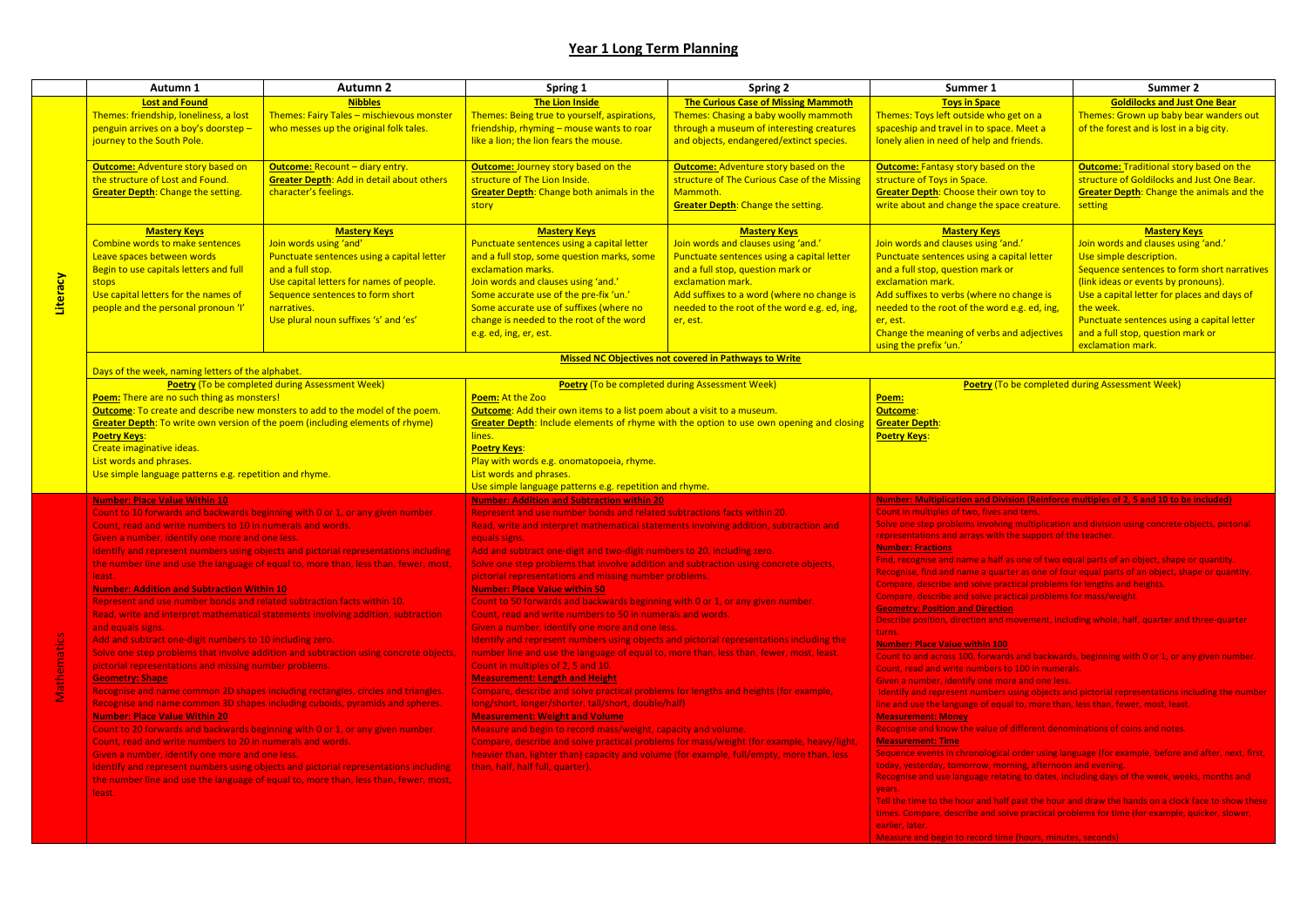# Year 1 Long Term Planning

| | Autumn 1 | Autumn 2 | Spring 1 | Spring 2 | Summer 1 | Summer 2 |
|---|---|---|---|---|---|---|
| **Literacy** | **Lost and Found**<br>Themes: friendship, loneliness, a lost penguin arrives on a boy's doorstep – journey to the South Pole.<br><br>**Outcome:** Adventure story based on the structure of Lost and Found.<br>**Greater Depth**: Change the setting.<br><br>**Mastery Keys**<br>Combine words to make sentences<br>Leave spaces between words<br>Begin to use capitals letters and full stops<br>Use capital letters for the names of people and the personal pronoun 'I' | **Nibbles**<br>Themes: Fairy Tales – mischievous monster who messes up the original folk tales.<br><br>**Outcome:** Recount – diary entry.<br>**Greater Depth**: Add in detail about others character's feelings.<br><br>**Mastery Keys**<br>Join words using 'and'<br>Punctuate sentences using a capital letter and a full stop.<br>Use capital letters for names of people.<br>Sequence sentences to form short narratives.<br>Use plural noun suffixes 's' and 'es' | **The Lion Inside**<br>Themes: Being true to yourself, aspirations, friendship, rhyming – mouse wants to roar like a lion; the lion fears the mouse.<br><br>**Outcome:** Journey story based on the structure of The Lion Inside.<br>**Greater Depth**: Change both animals in the story<br><br>**Mastery Keys**<br>Punctuate sentences using a capital letter and a full stop, some question marks, some exclamation marks.<br>Join words and clauses using 'and.'<br>Some accurate use of the pre-fix 'un.'<br>Some accurate use of suffixes (where no change is needed to the root of the word e.g. ed, ing, er, est. | **The Curious Case of Missing Mammoth**<br>Themes: Chasing a baby woolly mammoth through a museum of interesting creatures and objects, endangered/extinct species.<br><br>**Outcome:** Adventure story based on the structure of The Curious Case of the Missing Mammoth.<br>**Greater Depth**: Change the setting.<br><br>**Mastery Keys**<br>Join words and clauses using 'and.'<br>Punctuate sentences using a capital letter and a full stop, question mark or exclamation mark.<br>Add suffixes to a word (where no change is needed to the root of the word e.g. ed, ing, er, est. | **Toys in Space**<br>Themes: Toys left outside who get on a spaceship and travel in to space. Meet a lonely alien in need of help and friends.<br><br>**Outcome:** Fantasy story based on the structure of Toys in Space.<br>**Greater Depth**: Choose their own toy to write about and change the space creature.<br><br>**Mastery Keys**<br>Join words and clauses using 'and.'<br>Punctuate sentences using a capital letter and a full stop, question mark or exclamation mark.<br>Add suffixes to verbs (where no change is needed to the root of the word e.g. ed, ing, er, est.<br>Change the meaning of verbs and adjectives using the prefix 'un.' | **Goldilocks and Just One Bear**<br>Themes: Grown up baby bear wanders out of the forest and is lost in a big city.<br><br>**Outcome:** Traditional story based on the structure of Goldilocks and Just One Bear.<br>**Greater Depth**: Change the animals and the setting<br><br>**Mastery Keys**<br>Join words and clauses using 'and.'<br>Use simple description.<br>Sequence sentences to form short narratives (link ideas or events by pronouns).<br>Use a capital letter for places and days of the week.<br>Punctuate sentences using a capital letter and a full stop, question mark or exclamation mark. |
| | **Missed NC Objectives not covered in Pathways to Write**<br>Days of the week, naming letters of the alphabet. | | | | | |
| | **Poetry** (To be completed during Assessment Week)<br>**Poem:** There are no such thing as monsters!<br>**Outcome**: To create and describe new monsters to add to the model of the poem.<br>**Greater Depth**: To write own version of the poem (including elements of rhyme)<br>**Poetry Keys**:<br>Create imaginative ideas.<br>List words and phrases.<br>Use simple language patterns e.g. repetition and rhyme. | | **Poetry** (To be completed during Assessment Week)<br>**Poem:** At the Zoo<br>**Outcome**: Add their own items to a list poem about a visit to a museum.<br>**Greater Depth**: Include elements of rhyme with the option to use own opening and closing lines.<br>**Poetry Keys**:<br>Play with words e.g. onomatopoeia, rhyme.<br>List words and phrases.<br>Use simple language patterns e.g. repetition and rhyme. | | **Poetry** (To be completed during Assessment Week)<br>**Poem:**<br>**Outcome**:<br>**Greater Depth**:<br>**Poetry Keys**: | |
| **Mathematics** | **Number: Place Value Within 10**<br>Count to 10 forwards and backwards beginning with 0 or 1, or any given number.<br>Count, read and write numbers to 10 in numerals and words.<br>Given a number, identify one more and one less.<br>Identify and represent numbers using objects and pictorial representations including the number line and use the language of equal to, more than, less than, fewer, most, least.<br>**Number: Addition and Subtraction Within 10**<br>Represent and use number bonds and related subtraction facts within 10.<br>Read, write and interpret mathematical statements involving addition, subtraction and equals signs.<br>Add and subtract one-digit numbers to 10 including zero.<br>Solve one step problems that involve addition and subtraction using concrete objects, pictorial representations and missing number problems.<br>**Geometry: Shape**<br>Recognise and name common 2D shapes including rectangles, circles and triangles.<br>Recognise and name common 3D shapes including cuboids, pyramids and spheres.<br>**Number: Place Value Within 20**<br>Count to 20 forwards and backwards beginning with 0 or 1, or any given number.<br>Count, read and write numbers to 20 in numerals and words.<br>Given a number, identify one more and one less.<br>Identify and represent numbers using objects and pictorial representations including the number line and use the language of equal to, more than, less than, fewer, most, least. | | **Number: Addition and Subtraction within 20**<br>Represent and use number bonds and related subtractions facts within 20.<br>Read, write and interpret mathematical statements involving addition, subtraction and equals signs.<br>Add and subtract one-digit and two-digit numbers to 20, including zero.<br>Solve one step problems that involve addition and subtraction using concrete objects, pictorial representations and missing number problems.<br>**Number: Place Value within 50**<br>Count to 50 forwards and backwards beginning with 0 or 1, or any given number.<br>Count, read and write numbers to 50 in numerals and words.<br>Given a number, identify one more and one less.<br>Identify and represent numbers using objects and pictorial representations including the number line and use the language of equal to, more than, less than, fewer, most, least.<br>Count in multiples of 2, 5 and 10.<br>**Measurement: Length and Height**<br>Compare, describe and solve practical problems for lengths and heights (for example, long/short, longer/shorter, tall/short, double/half)<br>**Measurement: Weight and Volume**<br>Measure and begin to record mass/weight, capacity and volume.<br>Compare, describe and solve practical problems for mass/weight (for example, heavy/light, heavier than, lighter than) capacity and volume (for example, full/empty, more than, less than, half, half full, quarter). | | **Number: Multiplication and Division (Reinforce multiples of 2, 5 and 10 to be included)**<br>Count in multiples of two, fives and tens.<br>Solve one step problems involving multiplication and division using concrete objects, pictorial representations and arrays with the support of the teacher.<br>**Number: Fractions**<br>Find, recognise and name a half as one of two equal parts of an object, shape or quantity.<br>Recognise, find and name a quarter as one of four equal parts of an object, shape or quantity.<br>Compare, describe and solve practical problems for lengths and heights.<br>Compare, describe and solve practical problems for mass/weight.<br>**Geometry: Position and Direction**<br>Describe position, direction and movement, including whole, half, quarter and three-quarter turns.<br>**Number: Place Value within 100**<br>Count to and across 100, forwards and backwards, beginning with 0 or 1, or any given number.<br>Count, read and write numbers to 100 in numerals.<br>Given a number, identify one more and one less.<br>Identify and represent numbers using objects and pictorial representations including the number line and use the language of equal to, more than, less than, fewer, most, least.<br>**Measurement: Money**<br>Recognise and know the value of different denominations of coins and notes.<br>**Measurement: Time**<br>Sequence events in chronological order using language (for example, before and after, next, first, today, yesterday, tomorrow, morning, afternoon and evening.<br>Recognise and use language relating to dates, including days of the week, weeks, months and years.<br>Tell the time to the hour and half past the hour and draw the hands on a clock face to show these times. Compare, describe and solve practical problems for time (for example, quicker, slower, earlier, later.<br>Measure and begin to record time (hours, minutes, seconds) | |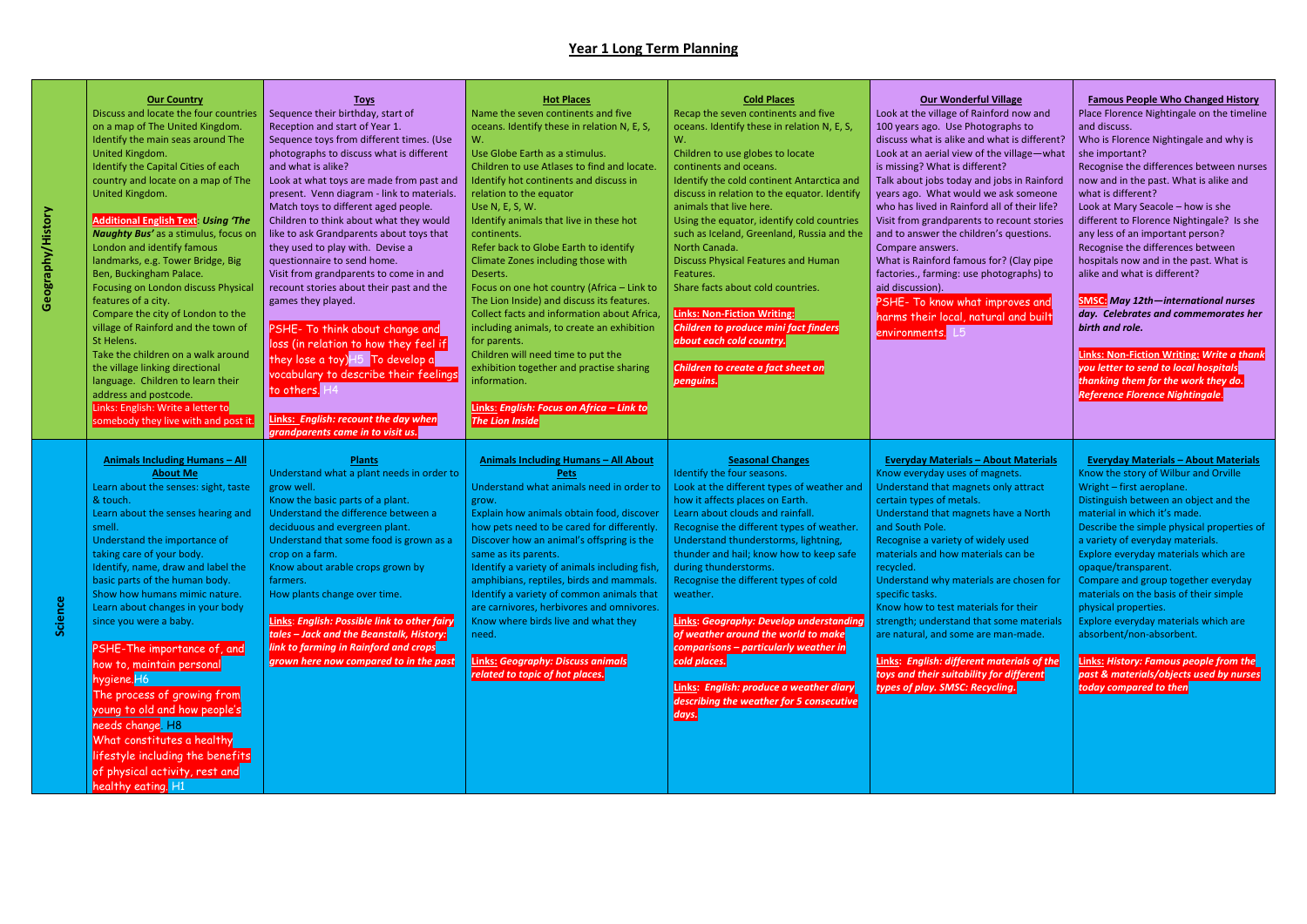## Year 1 Long Term Planning

| | | | | | | |
|---|---|---|---|---|---|---|
| **Geography/History** | **Our Country**<br>Discuss and locate the four countries on a map of The United Kingdom.<br>Identify the main seas around The United Kingdom.<br>Identify the Capital Cities of each country and locate on a map of The United Kingdom.<br><br>**Additional English Text**: ***Using 'The Naughty Bus'*** as a stimulus, focus on London and identify famous landmarks, e.g. Tower Bridge, Big Ben, Buckingham Palace.<br>Focusing on London discuss Physical features of a city.<br>Compare the city of London to the village of Rainford and the town of St Helens.<br>Take the children on a walk around the village linking directional language. Children to learn their address and postcode.<br>Links: English: Write a letter to somebody they live with and post it. | **Toys**<br>Sequence their birthday, start of Reception and start of Year 1.<br>Sequence toys from different times. (Use photographs to discuss what is different and what is alike?<br>Look at what toys are made from past and present. Venn diagram - link to materials.<br>Match toys to different aged people.<br>Children to think about what they would like to ask Grandparents about toys that they used to play with. Devise a questionnaire to send home.<br>Visit from grandparents to come in and recount stories about their past and the games they played.<br><br>PSHE- To think about change and loss (in relation to how they feel if they lose a toy) H5 To develop a vocabulary to describe their feelings to others. H4<br><br>***Links: English: recount the day when grandparents came in to visit us.*** | **Hot Places**<br>Name the seven continents and five oceans. Identify these in relation N, E, S, W.<br>Use Globe Earth as a stimulus.<br>Children to use Atlases to find and locate.<br>Identify hot continents and discuss in relation to the equator<br>Use N, E, S, W.<br>Identify animals that live in these hot continents.<br>Refer back to Globe Earth to identify Climate Zones including those with Deserts.<br>Focus on one hot country (Africa – Link to The Lion Inside) and discuss its features.<br>Collect facts and information about Africa, including animals, to create an exhibition for parents.<br>Children will need time to put the exhibition together and practise sharing information.<br><br>***Links: English: Focus on Africa – Link to The Lion Inside*** | **Cold Places**<br>Recap the seven continents and five oceans. Identify these in relation N, E, S, W.<br>Children to use globes to locate continents and oceans.<br>Identify the cold continent Antarctica and discuss in relation to the equator. Identify animals that live here.<br>Using the equator, identify cold countries such as Iceland, Greenland, Russia and the North Canada.<br>Discuss Physical Features and Human Features.<br>Share facts about cold countries.<br><br>***Links: Non-Fiction Writing: Children to produce mini fact finders about each cold country.***<br><br>***Children to create a fact sheet on penguins.*** | **Our Wonderful Village**<br>Look at the village of Rainford now and 100 years ago. Use Photographs to discuss what is alike and what is different?<br>Look at an aerial view of the village—what is missing? What is different?<br>Talk about jobs today and jobs in Rainford years ago. What would we ask someone who has lived in Rainford all of their life?<br>Visit from grandparents to recount stories and to answer the children's questions.<br>Compare answers.<br>What is Rainford famous for? (Clay pipe factories., farming: use photographs) to aid discussion).<br>PSHE- To know what improves and harms their local, natural and built environments. L5 | **Famous People Who Changed History**<br>Place Florence Nightingale on the timeline and discuss.<br>Who is Florence Nightingale and why is she important?<br>Recognise the differences between nurses now and in the past. What is alike and what is different?<br>Look at Mary Seacole – how is she different to Florence Nightingale? Is she any less of an important person?<br>Recognise the differences between hospitals now and in the past. What is alike and what is different?<br><br>**SMSC:** ***May 12th—international nurses day. Celebrates and commemorates her birth and role.***<br><br>***Links: Non-Fiction Writing: Write a thank you letter to send to local hospitals thanking them for the work they do. Reference Florence Nightingale.*** |
| **Science** | **Animals Including Humans – All About Me**<br>Learn about the senses: sight, taste & touch.<br>Learn about the senses hearing and smell.<br>Understand the importance of taking care of your body.<br>Identify, name, draw and label the basic parts of the human body.<br>Show how humans mimic nature.<br>Learn about changes in your body since you were a baby.<br><br>PSHE-The importance of, and how to, maintain personal hygiene. H6<br>The process of growing from young to old and how people's needs change. H8<br>What constitutes a healthy lifestyle including the benefits of physical activity, rest and healthy eating. H1 | **Plants**<br>Understand what a plant needs in order to grow well.<br>Know the basic parts of a plant.<br>Understand the difference between a deciduous and evergreen plant.<br>Understand that some food is grown as a crop on a farm.<br>Know about arable crops grown by farmers.<br>How plants change over time.<br><br>***Links: English: Possible link to other fairy tales – Jack and the Beanstalk, History: link to farming in Rainford and crops grown here now compared to in the past*** | **Animals Including Humans – All About Pets**<br>Understand what animals need in order to grow.<br>Explain how animals obtain food, discover how pets need to be cared for differently.<br>Discover how an animal's offspring is the same as its parents.<br>Identify a variety of animals including fish, amphibians, reptiles, birds and mammals.<br>Identify a variety of common animals that are carnivores, herbivores and omnivores.<br>Know where birds live and what they need.<br><br>***Links: Geography: Discuss animals related to topic of hot places.*** | **Seasonal Changes**<br>Identify the four seasons.<br>Look at the different types of weather and how it affects places on Earth.<br>Learn about clouds and rainfall.<br>Recognise the different types of weather.<br>Understand thunderstorms, lightning, thunder and hail; know how to keep safe during thunderstorms.<br>Recognise the different types of cold weather.<br><br>***Links: Geography: Develop understanding of weather around the world to make comparisons – particularly weather in cold places.***<br><br>***Links: English: produce a weather diary describing the weather for 5 consecutive days.*** | **Everyday Materials – About Materials**<br>Know everyday uses of magnets.<br>Understand that magnets only attract certain types of metals.<br>Understand that magnets have a North and South Pole.<br>Recognise a variety of widely used materials and how materials can be recycled.<br>Understand why materials are chosen for specific tasks.<br>Know how to test materials for their strength; understand that some materials are natural, and some are man-made.<br><br>***Links: English: different materials of the toys and their suitability for different types of play. SMSC: Recycling.*** | **Everyday Materials – About Materials**<br>Know the story of Wilbur and Orville Wright – first aeroplane.<br>Distinguish between an object and the material in which it's made.<br>Describe the simple physical properties of a variety of everyday materials.<br>Explore everyday materials which are opaque/transparent.<br>Compare and group together everyday materials on the basis of their simple physical properties.<br>Explore everyday materials which are absorbent/non-absorbent.<br><br>***Links: History: Famous people from the past & materials/objects used by nurses today compared to then*** |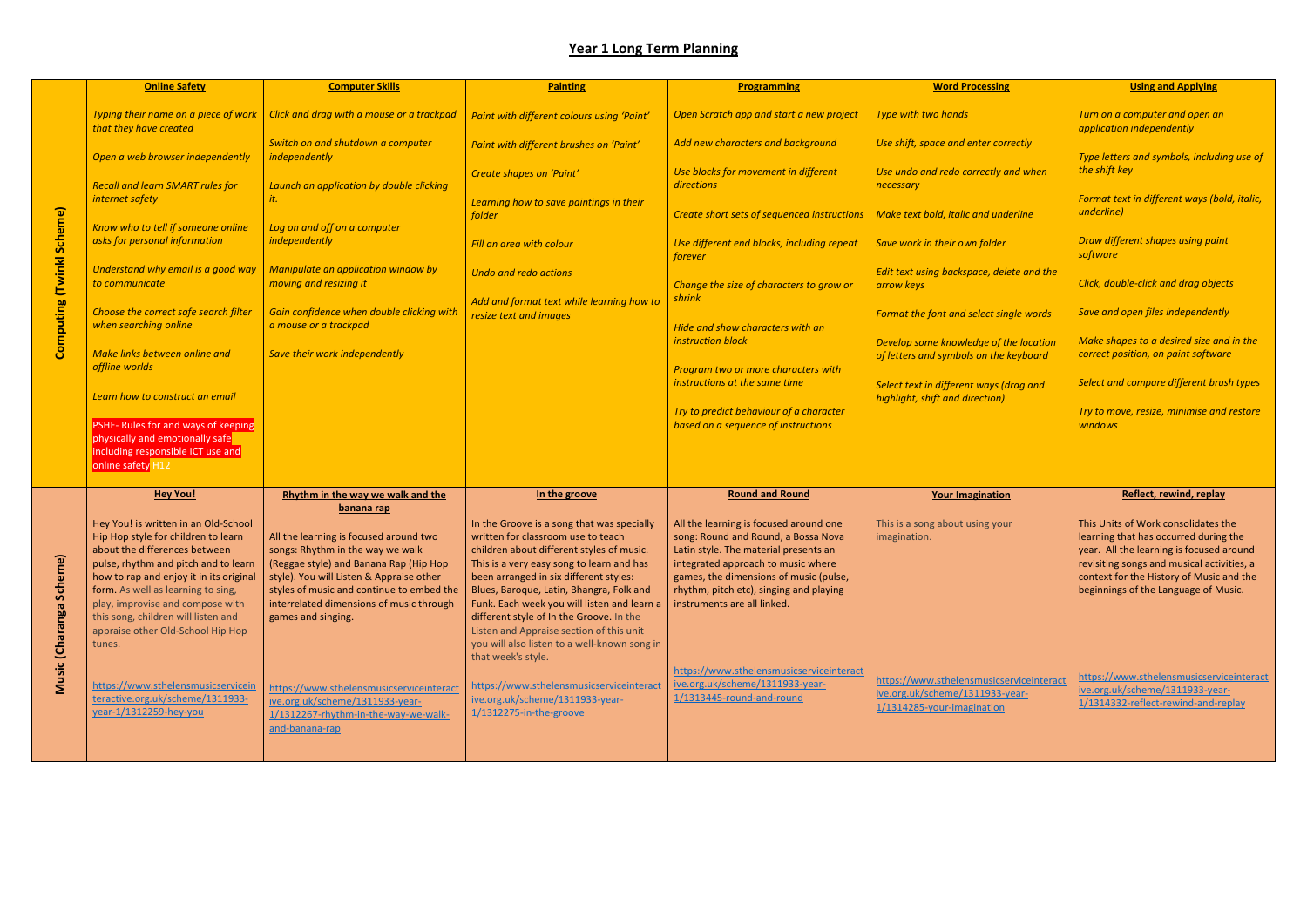# Year 1 Long Term Planning

| | **Online Safety** | **Computer Skills** | **Painting** | **Programming** | **Word Processing** | **Using and Applying** |
|---|---|---|---|---|---|---|
| **Computing (Twinkl Scheme)** | *Typing their name on a piece of work that they have created*<br><br>*Open a web browser independently*<br><br>*Recall and learn SMART rules for internet safety*<br><br>*Know who to tell if someone online asks for personal information*<br><br>*Understand why email is a good way to communicate*<br><br>*Choose the correct safe search filter when searching online*<br><br>*Make links between online and offline worlds*<br><br>*Learn how to construct an email*<br><br>PSHE- Rules for and ways of keeping physically and emotionally safe including responsible ICT use and online safety H12 | *Click and drag with a mouse or a trackpad*<br><br>*Switch on and shutdown a computer independently*<br><br>*Launch an application by double clicking it.*<br><br>*Log on and off on a computer independently*<br><br>*Manipulate an application window by moving and resizing it*<br><br>*Gain confidence when double clicking with a mouse or a trackpad*<br><br>*Save their work independently* | *Paint with different colours using 'Paint'*<br><br>*Paint with different brushes on 'Paint'*<br><br>*Create shapes on 'Paint'*<br><br>*Learning how to save paintings in their folder*<br><br>*Fill an area with colour*<br><br>*Undo and redo actions*<br><br>*Add and format text while learning how to resize text and images* | *Open Scratch app and start a new project*<br><br>*Add new characters and background*<br><br>*Use blocks for movement in different directions*<br><br>*Create short sets of sequenced instructions*<br><br>*Use different end blocks, including repeat forever*<br><br>*Change the size of characters to grow or shrink*<br><br>*Hide and show characters with an instruction block*<br><br>*Program two or more characters with instructions at the same time*<br><br>*Try to predict behaviour of a character based on a sequence of instructions* | *Type with two hands*<br><br>*Use shift, space and enter correctly*<br><br>*Use undo and redo correctly and when necessary*<br><br>*Make text bold, italic and underline*<br><br>*Save work in their own folder*<br><br>*Edit text using backspace, delete and the arrow keys*<br><br>*Format the font and select single words*<br><br>*Develop some knowledge of the location of letters and symbols on the keyboard*<br><br>*Select text in different ways (drag and highlight, shift and direction)* | *Turn on a computer and open an application independently*<br><br>*Type letters and symbols, including use of the shift key*<br><br>*Format text in different ways (bold, italic, underline)*<br><br>*Draw different shapes using paint software*<br><br>*Click, double-click and drag objects*<br><br>*Save and open files independently*<br><br>*Make shapes to a desired size and in the correct position, on paint software*<br><br>*Select and compare different brush types*<br><br>*Try to move, resize, minimise and restore windows* |
| **Music (Charanga Scheme)** | **Hey You!**<br><br>Hey You! is written in an Old-School Hip Hop style for children to learn about the differences between pulse, rhythm and pitch and to learn how to rap and enjoy it in its original form. As well as learning to sing, play, improvise and compose with this song, children will listen and appraise other Old-School Hip Hop tunes.<br><br>https://www.sthelensmusicserviceinteractive.org.uk/scheme/1311933-year-1/1312259-hey-you | **Rhythm in the way we walk and the banana rap**<br><br>All the learning is focused around two songs: Rhythm in the way we walk (Reggae style) and Banana Rap (Hip Hop style). You will Listen & Appraise other styles of music and continue to embed the interrelated dimensions of music through games and singing.<br><br>https://www.sthelensmusicserviceinteractive.org.uk/scheme/1311933-year-1/1312267-rhythm-in-the-way-we-walk-and-banana-rap | **In the groove**<br><br>In the Groove is a song that was specially written for classroom use to teach children about different styles of music. This is a very easy song to learn and has been arranged in six different styles: Blues, Baroque, Latin, Bhangra, Folk and Funk. Each week you will listen and learn a different style of In the Groove. In the Listen and Appraise section of this unit you will also listen to a well-known song in that week's style.<br><br>https://www.sthelensmusicserviceinteractive.org.uk/scheme/1311933-year-1/1312275-in-the-groove | **Round and Round**<br><br>All the learning is focused around one song: Round and Round, a Bossa Nova Latin style. The material presents an integrated approach to music where games, the dimensions of music (pulse, rhythm, pitch etc), singing and playing instruments are all linked.<br><br>https://www.sthelensmusicserviceinteractive.org.uk/scheme/1311933-year-1/1313445-round-and-round | **Your Imagination**<br><br>This is a song about using your imagination.<br><br>https://www.sthelensmusicserviceinteractive.org.uk/scheme/1311933-year-1/1314285-your-imagination | **Reflect, rewind, replay**<br><br>This Units of Work consolidates the learning that has occurred during the year. All the learning is focused around revisiting songs and musical activities, a context for the History of Music and the beginnings of the Language of Music.<br><br>https://www.sthelensmusicserviceinteractive.org.uk/scheme/1311933-year-1/1314332-reflect-rewind-and-replay |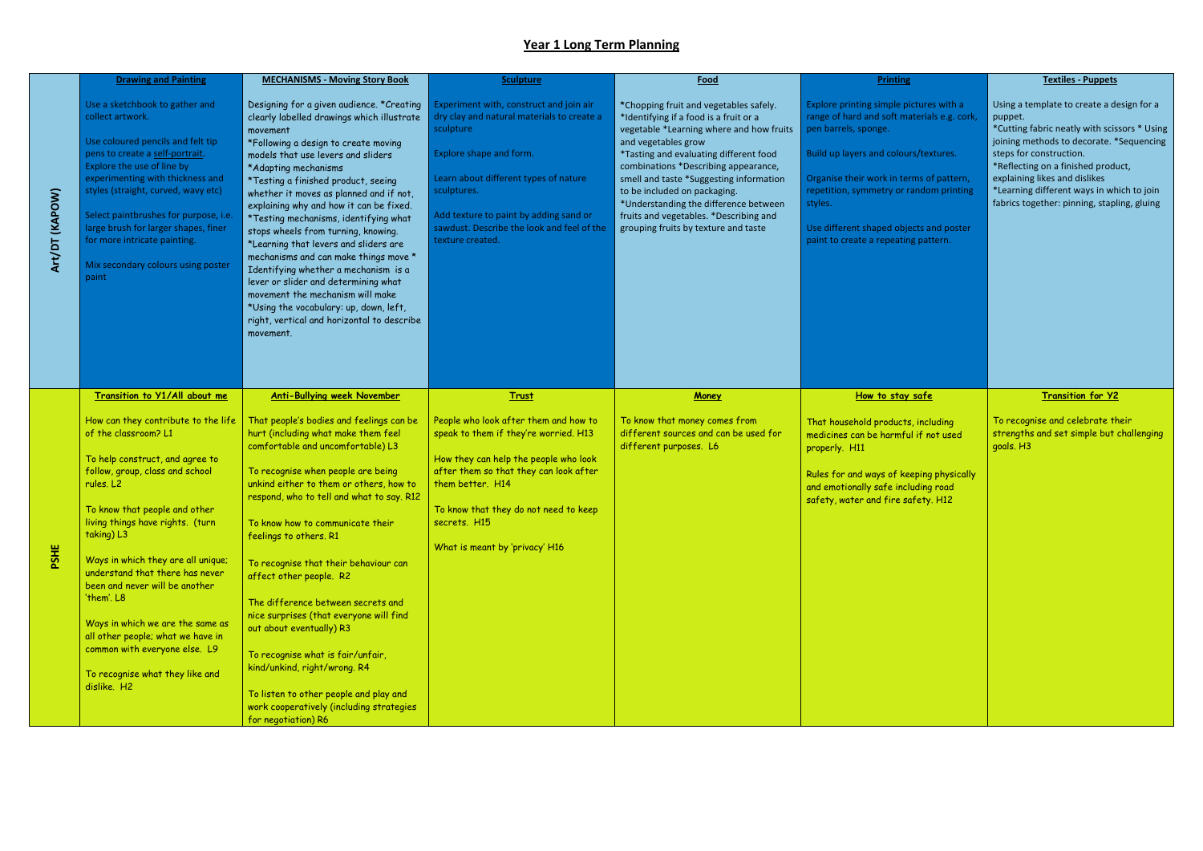# Year 1 Long Term Planning

| | Drawing and Painting | MECHANISMS - Moving Story Book | Sculpture | Food | Printing | Textiles - Puppets |
|---|---|---|---|---|---|---|
| **Art/DT (KAPOW)** | Use a sketchbook to gather and collect artwork.<br><br>Use coloured pencils and felt tip pens to create a self-portrait. Explore the use of line by experimenting with thickness and styles (straight, curved, wavy etc)<br><br>Select paintbrushes for purpose, i.e. large brush for larger shapes, finer for more intricate painting.<br><br>Mix secondary colours using poster paint | Designing for a given audience. *Creating clearly labelled drawings which illustrate movement<br>*Following a design to create moving models that use levers and sliders<br>*Adapting mechanisms<br>*Testing a finished product, seeing whether it moves as planned and if not, explaining why and how it can be fixed.<br>*Testing mechanisms, identifying what stops wheels from turning, knowing.<br>*Learning that levers and sliders are mechanisms and can make things move *Identifying whether a mechanism is a lever or slider and determining what movement the mechanism will make<br>*Using the vocabulary: up, down, left, right, vertical and horizontal to describe movement. | Experiment with, construct and join air dry clay and natural materials to create a sculpture<br><br>Explore shape and form.<br><br>Learn about different types of nature sculptures.<br><br>Add texture to paint by adding sand or sawdust. Describe the look and feel of the texture created. | *Chopping fruit and vegetables safely. *Identifying if a food is a fruit or a vegetable *Learning where and how fruits and vegetables grow<br>*Tasting and evaluating different food combinations *Describing appearance, smell and taste *Suggesting information to be included on packaging.<br>*Understanding the difference between fruits and vegetables. *Describing and grouping fruits by texture and taste | Explore printing simple pictures with a range of hard and soft materials e.g. cork, pen barrels, sponge.<br><br>Build up layers and colours/textures.<br><br>Organise their work in terms of pattern, repetition, symmetry or random printing styles.<br><br>Use different shaped objects and poster paint to create a repeating pattern. | Using a template to create a design for a puppet.<br>*Cutting fabric neatly with scissors * Using joining methods to decorate. *Sequencing steps for construction.<br>*Reflecting on a finished product, explaining likes and dislikes<br>*Learning different ways in which to join fabrics together: pinning, stapling, gluing |
| | **Transition to Y1/All about me** | **Anti-Bullying week November** | **Trust** | **Money** | **How to stay safe** | **Transition for Y2** |
| **PSHE** | How can they contribute to the life of the classroom? L1<br><br>To help construct, and agree to follow, group, class and school rules. L2<br><br>To know that people and other living things have rights. (turn taking) L3<br><br>Ways in which they are all unique; understand that there has never been and never will be another 'them'. L8<br><br>Ways in which we are the same as all other people; what we have in common with everyone else. L9<br><br>To recognise what they like and dislike. H2 | That people's bodies and feelings can be hurt (including what make them feel comfortable and uncomfortable) L3<br><br>To recognise when people are being unkind either to them or others, how to respond, who to tell and what to say. R12<br><br>To know how to communicate their feelings to others. R1<br><br>To recognise that their behaviour can affect other people. R2<br><br>The difference between secrets and nice surprises (that everyone will find out about eventually) R3<br><br>To recognise what is fair/unfair, kind/unkind, right/wrong. R4<br><br>To listen to other people and play and work cooperatively (including strategies for negotiation) R6 | People who look after them and how to speak to them if they're worried. H13<br><br>How they can help the people who look after them so that they can look after them better. H14<br><br>To know that they do not need to keep secrets. H15<br><br>What is meant by 'privacy' H16 | To know that money comes from different sources and can be used for different purposes. L6 | That household products, including medicines can be harmful if not used properly. H11<br><br>Rules for and ways of keeping physically and emotionally safe including road safety, water and fire safety. H12 | To recognise and celebrate their strengths and set simple but challenging goals. H3 |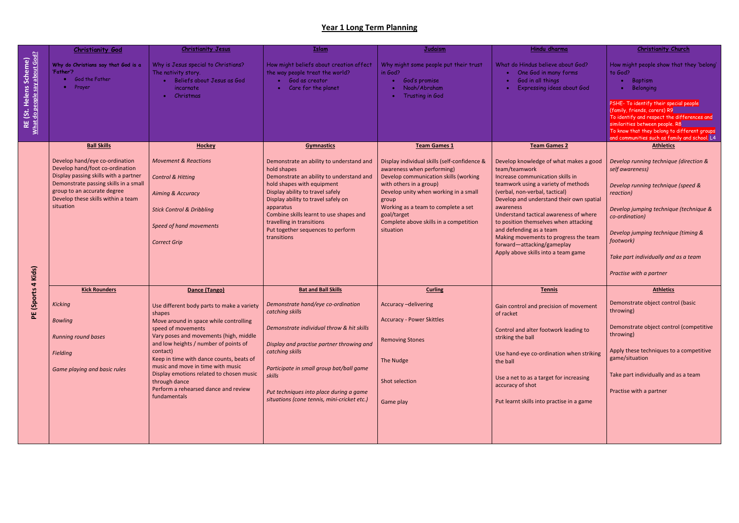# Year 1 Long Term Planning

| | | | | | | |
|---|---|---|---|---|---|---|
| **RE (St. Helens Scheme)** What do people say about God? | **Christianity God**<br><br>**Why do Christians say that God is a 'Father'?**<br>• God the Father<br>• Prayer | **Christianity Jesus**<br><br>Why is Jesus special to Christians?<br>The nativity story.<br>• Beliefs about Jesus as God incarnate<br>• Christmas | **Islam**<br><br>How might beliefs about creation affect the way people treat the world?<br>• God as creator<br>• Care for the planet | **Judaism**<br><br>Why might some people put their trust in God?<br>• God's promise<br>• Noah/Abraham<br>• Trusting in God | **Hindu dharma**<br><br>What do Hindus believe about God?<br>• One God in many forms<br>• God in all things<br>• Expressing ideas about God | **Christianity Church**<br><br>How might people show that they 'belong' to God?<br>• Baptism<br>• Belonging<br><br>PSHE- To identify their special people (family, friends, carers) R9<br>To identify and respect the differences and similarities between people. R8<br>To know that they belong to different groups and communities such as family and school. L4 |
| **PE (Sports 4 Kids)** | **Ball Skills**<br><br>Develop hand/eye co-ordination<br>Develop hand/foot co-ordination<br>Display passing skills with a partner<br>Demonstrate passing skills in a small group to an accurate degree<br>Develop these skills within a team situation | **Hockey**<br><br>*Movement & Reactions*<br><br>*Control & Hitting*<br><br>*Aiming & Accuracy*<br><br>*Stick Control & Dribbling*<br><br>*Speed of hand movements*<br><br>*Correct Grip* | **Gymnastics**<br><br>Demonstrate an ability to understand and hold shapes<br>Demonstrate an ability to understand and hold shapes with equipment<br>Display ability to travel safely<br>Display ability to travel safely on apparatus<br>Combine skills learnt to use shapes and travelling in transitions<br>Put together sequences to perform transitions | **Team Games 1**<br><br>Display individual skills (self-confidence & awareness when performing)<br>Develop communication skills (working with others in a group)<br>Develop unity when working in a small group<br>Working as a team to complete a set goal/target<br>Complete above skills in a competition situation | **Team Games 2**<br><br>Develop knowledge of what makes a good team/teamwork<br>Increase communication skills in teamwork using a variety of methods (verbal, non-verbal, tactical)<br>Develop and understand their own spatial awareness<br>Understand tactical awareness of where to position themselves when attacking and defending as a team<br>Making movements to progress the team forward—attacking/gameplay<br>Apply above skills into a team game | **Athletics**<br><br>*Develop running technique (direction & self awareness)*<br><br>*Develop running technique (speed & reaction)*<br><br>*Develop jumping technique (technique & co-ordination)*<br><br>*Develop jumping technique (timing & footwork)*<br><br>*Take part individually and as a team*<br><br>*Practise with a partner* |
| | **Kick Rounders**<br><br>*Kicking*<br><br>*Bowling*<br><br>*Running round bases*<br><br>*Fielding*<br><br>*Game playing and basic rules* | **Dance (Tango)**<br><br>Use different body parts to make a variety shapes<br>Move around in space while controlling speed of movements<br>Vary poses and movements (high, middle and low heights / number of points of contact)<br>Keep in time with dance counts, beats of music and move in time with music<br>Display emotions related to chosen music through dance<br>Perform a rehearsed dance and review fundamentals | **Bat and Ball Skills**<br><br>*Demonstrate hand/eye co-ordination catching skills*<br><br>*Demonstrate individual throw & hit skills*<br><br>*Display and practise partner throwing and catching skills*<br><br>*Participate in small group bat/ball game skills*<br><br>*Put techniques into place during a game situations (cone tennis, mini-cricket etc.)* | **Curling**<br><br>Accuracy –delivering<br><br>Accuracy - Power Skittles<br><br>Removing Stones<br><br>The Nudge<br><br>Shot selection<br><br>Game play | **Tennis**<br><br>Gain control and precision of movement of racket<br><br>Control and alter footwork leading to striking the ball<br><br>Use hand-eye co-ordination when striking the ball<br><br>Use a net to as a target for increasing accuracy of shot<br><br>Put learnt skills into practise in a game | **Athletics**<br><br>Demonstrate object control (basic throwing)<br><br>Demonstrate object control (competitive throwing)<br><br>Apply these techniques to a competitive game/situation<br><br>Take part individually and as a team<br><br>Practise with a partner |